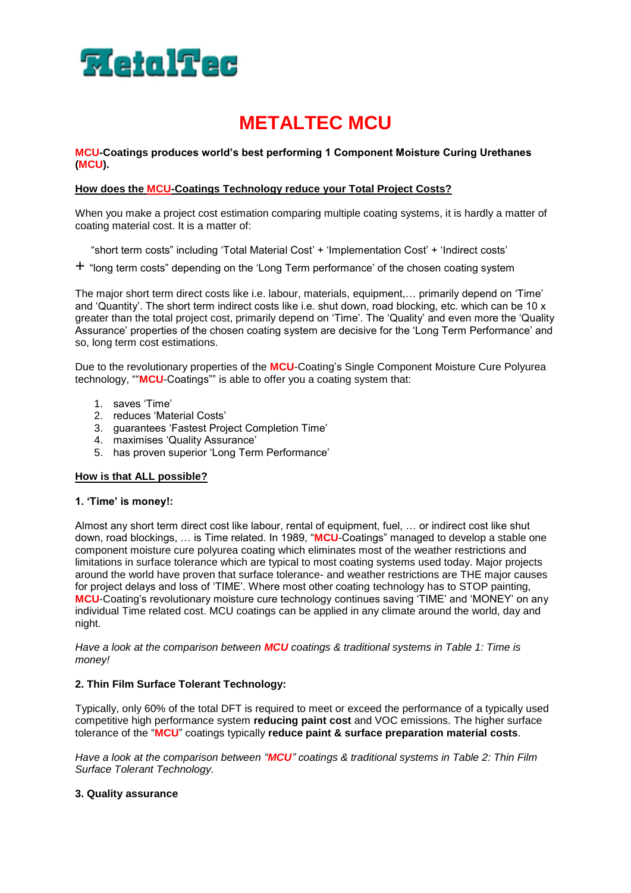MetalTec

# METALTEC MCU

**MCU-Coatings produces world's best performing 1 Component Moisture Curing Urethanes (MCU).**

**How does the MCU-Coatings Technology reduce your Total Project Costs?**

When you make a project cost estimation comparing multiple coating systems, it is hardly a matter of coating material cost. It is a matter of:

"short term costs" including 'Total Material Cost' + 'Implementation Cost' + 'Indirect costs'

\+ "long term costs" depending on the 'Long Term performance' of the chosen coating system

The major short term direct costs like i.e. labour, materials, equipment,… primarily depend on 'Time' and 'Quantity'. The short term indirect costs like i.e. shut down, road blocking, etc. which can be 10 x greater than the total project cost, primarily depend on 'Time'. The 'Quality' and even more the 'Quality Assurance' properties of the chosen coating system are decisive for the 'Long Term Performance' and so, long term cost estimations.

Due to the revolutionary properties of the MCU-Coating's Single Component Moisture Cure Polyurea technology, ""MCU-Coatings"" is able to offer you a coating system that:

1. saves 'Time'
2. reduces 'Material Costs'
3. guarantees 'Fastest Project Completion Time'
4. maximises 'Quality Assurance'
5. has proven superior 'Long Term Performance'

**How is that ALL possible?**

**1. 'Time' is money!:**

Almost any short term direct cost like labour, rental of equipment, fuel, … or indirect cost like shut down, road blockings, … is Time related. In 1989, "MCU-Coatings" managed to develop a stable one component moisture cure polyurea coating which eliminates most of the weather restrictions and limitations in surface tolerance which are typical to most coating systems used today. Major projects around the world have proven that surface tolerance- and weather restrictions are THE major causes for project delays and loss of 'TIME'. Where most other coating technology has to STOP painting, MCU-Coating's revolutionary moisture cure technology continues saving 'TIME' and 'MONEY' on any individual Time related cost. MCU coatings can be applied in any climate around the world, day and night.

*Have a look at the comparison between **MCU** coatings & traditional systems in Table 1: Time is money!*

**2. Thin Film Surface Tolerant Technology:**

Typically, only 60% of the total DFT is required to meet or exceed the performance of a typically used competitive high performance system **reducing paint cost** and VOC emissions. The higher surface tolerance of the "MCU" coatings typically **reduce paint & surface preparation material costs**.

*Have a look at the comparison between "**MCU**" coatings & traditional systems in Table 2: Thin Film Surface Tolerant Technology.*

**3. Quality assurance**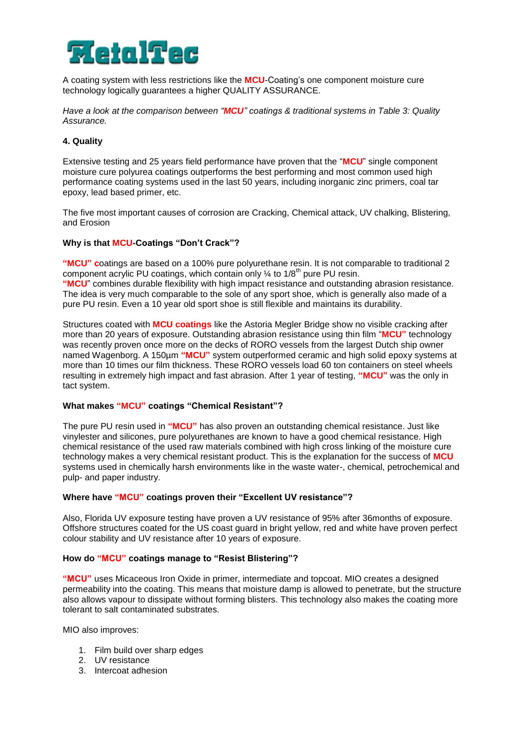# MetalTec

A coating system with less restrictions like the **MCU**-Coating's one component moisture cure technology logically guarantees a higher QUALITY ASSURANCE.

*Have a look at the comparison between "**MCU**" coatings & traditional systems in Table 3: Quality Assurance.*

### 4. Quality

Extensive testing and 25 years field performance have proven that the "**MCU**" single component moisture cure polyurea coatings outperforms the best performing and most common used high performance coating systems used in the last 50 years, including inorganic zinc primers, coal tar epoxy, lead based primer, etc.

The five most important causes of corrosion are Cracking, Chemical attack, UV chalking, Blistering, and Erosion

#### Why is that MCU-Coatings "Don't Crack"?

**"MCU" c**oatings are based on a 100% pure polyurethane resin. It is not comparable to traditional 2 component acrylic PU coatings, which contain only ¼ to 1/8th pure PU resin.
**"MCU"** combines durable flexibility with high impact resistance and outstanding abrasion resistance. The idea is very much comparable to the sole of any sport shoe, which is generally also made of a pure PU resin. Even a 10 year old sport shoe is still flexible and maintains its durability.

Structures coated with **MCU coatings** like the Astoria Megler Bridge show no visible cracking after more than 20 years of exposure. Outstanding abrasion resistance using thin film "**MCU**" technology was recently proven once more on the decks of RORO vessels from the largest Dutch ship owner named Wagenborg. A 150µm **"MCU"** system outperformed ceramic and high solid epoxy systems at more than 10 times our film thickness. These RORO vessels load 60 ton containers on steel wheels resulting in extremely high impact and fast abrasion. After 1 year of testing, **"MCU"** was the only in tact system.

#### What makes "MCU" coatings "Chemical Resistant"?

The pure PU resin used in **"MCU"** has also proven an outstanding chemical resistance. Just like vinylester and silicones, pure polyurethanes are known to have a good chemical resistance. High chemical resistance of the used raw materials combined with high cross linking of the moisture cure technology makes a very chemical resistant product. This is the explanation for the success of **MCU** systems used in chemically harsh environments like in the waste water-, chemical, petrochemical and pulp- and paper industry.

#### Where have "MCU" coatings proven their "Excellent UV resistance"?

Also, Florida UV exposure testing have proven a UV resistance of 95% after 36months of exposure. Offshore structures coated for the US coast guard in bright yellow, red and white have proven perfect colour stability and UV resistance after 10 years of exposure.

#### How do "MCU" coatings manage to "Resist Blistering"?

**"MCU"** uses Micaceous Iron Oxide in primer, intermediate and topcoat. MIO creates a designed permeability into the coating. This means that moisture damp is allowed to penetrate, but the structure also allows vapour to dissipate without forming blisters. This technology also makes the coating more tolerant to salt contaminated substrates.

MIO also improves:

1. Film build over sharp edges
2. UV resistance
3. Intercoat adhesion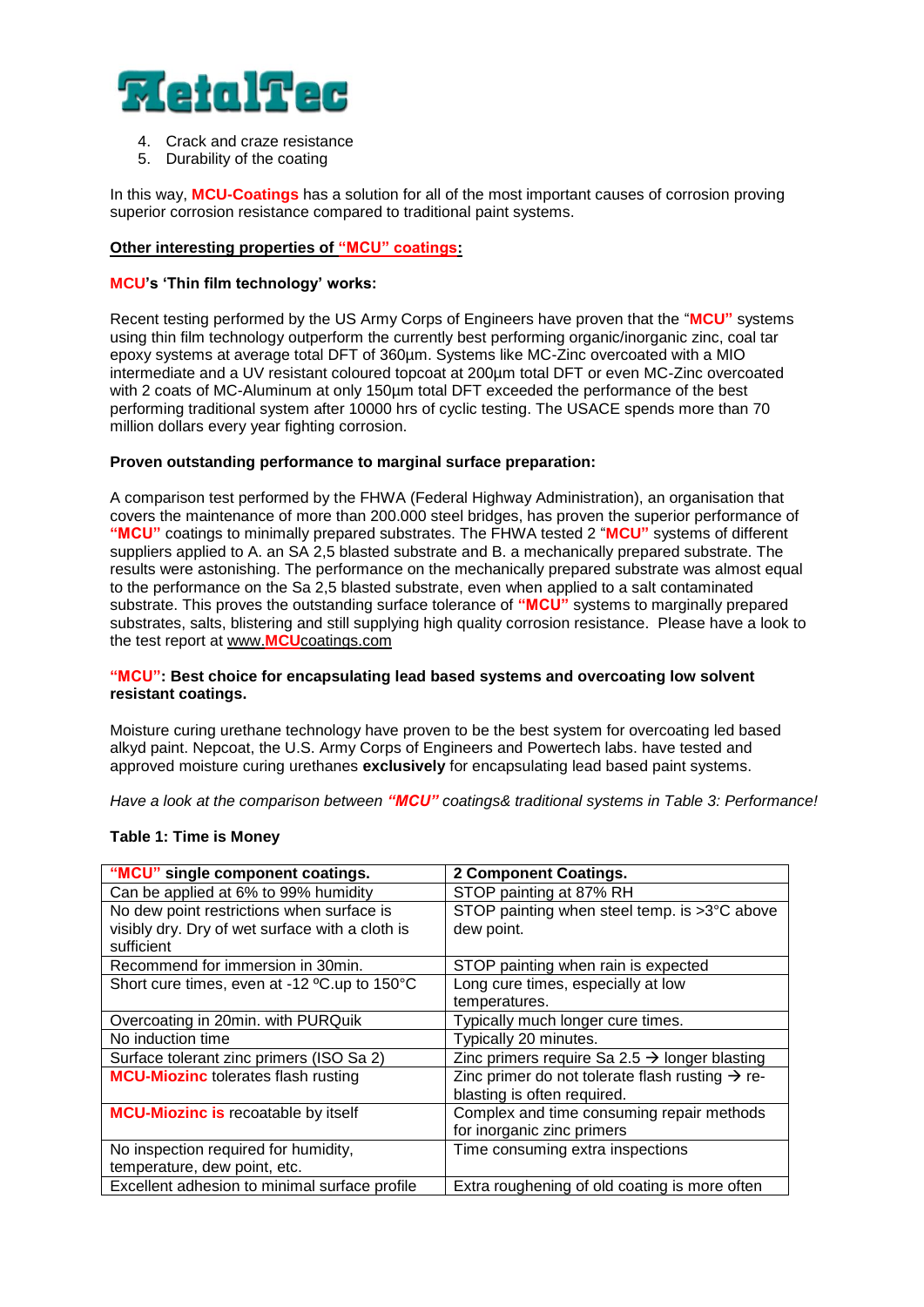4. Crack and craze resistance
5. Durability of the coating

In this way, **MCU-Coatings** has a solution for all of the most important causes of corrosion proving superior corrosion resistance compared to traditional paint systems.

**Other interesting properties of "MCU" coatings:**

**MCU's 'Thin film technology' works:**

Recent testing performed by the US Army Corps of Engineers have proven that the "**MCU**" systems using thin film technology outperform the currently best performing organic/inorganic zinc, coal tar epoxy systems at average total DFT of 360µm. Systems like MC-Zinc overcoated with a MIO intermediate and a UV resistant coloured topcoat at 200µm total DFT or even MC-Zinc overcoated with 2 coats of MC-Aluminum at only 150µm total DFT exceeded the performance of the best performing traditional system after 10000 hrs of cyclic testing. The USACE spends more than 70 million dollars every year fighting corrosion.

**Proven outstanding performance to marginal surface preparation:**

A comparison test performed by the FHWA (Federal Highway Administration), an organisation that covers the maintenance of more than 200.000 steel bridges, has proven the superior performance of **"MCU"** coatings to minimally prepared substrates. The FHWA tested 2 "**MCU"** systems of different suppliers applied to A. an SA 2,5 blasted substrate and B. a mechanically prepared substrate. The results were astonishing. The performance on the mechanically prepared substrate was almost equal to the performance on the Sa 2,5 blasted substrate, even when applied to a salt contaminated substrate. This proves the outstanding surface tolerance of **"MCU"** systems to marginally prepared substrates, salts, blistering and still supplying high quality corrosion resistance. Please have a look to the test report at www.MCUcoatings.com

**"MCU": Best choice for encapsulating lead based systems and overcoating low solvent resistant coatings.**

Moisture curing urethane technology have proven to be the best system for overcoating led based alkyd paint. Nepcoat, the U.S. Army Corps of Engineers and Powertech labs. have tested and approved moisture curing urethanes **exclusively** for encapsulating lead based paint systems.

*Have a look at the comparison between **"MCU"** coatings& traditional systems in Table 3: Performance!*

**Table 1: Time is Money**

| **"MCU" single component coatings.** | **2 Component Coatings.** |
|---|---|
| Can be applied at 6% to 99% humidity | STOP painting at 87% RH |
| No dew point restrictions when surface is visibly dry. Dry of wet surface with a cloth is sufficient | STOP painting when steel temp. is >3°C above dew point. |
| Recommend for immersion in 30min. | STOP painting when rain is expected |
| Short cure times, even at -12 ºC.up to 150°C | Long cure times, especially at low temperatures. |
| Overcoating in 20min. with PURQuik | Typically much longer cure times. |
| No induction time | Typically 20 minutes. |
| Surface tolerant zinc primers (ISO Sa 2) | Zinc primers require Sa 2.5 → longer blasting |
| **MCU-Miozinc** tolerates flash rusting | Zinc primer do not tolerate flash rusting → re-blasting is often required. |
| **MCU-Miozinc is** recoatable by itself | Complex and time consuming repair methods for inorganic zinc primers |
| No inspection required for humidity, temperature, dew point, etc. | Time consuming extra inspections |
| Excellent adhesion to minimal surface profile | Extra roughening of old coating is more often |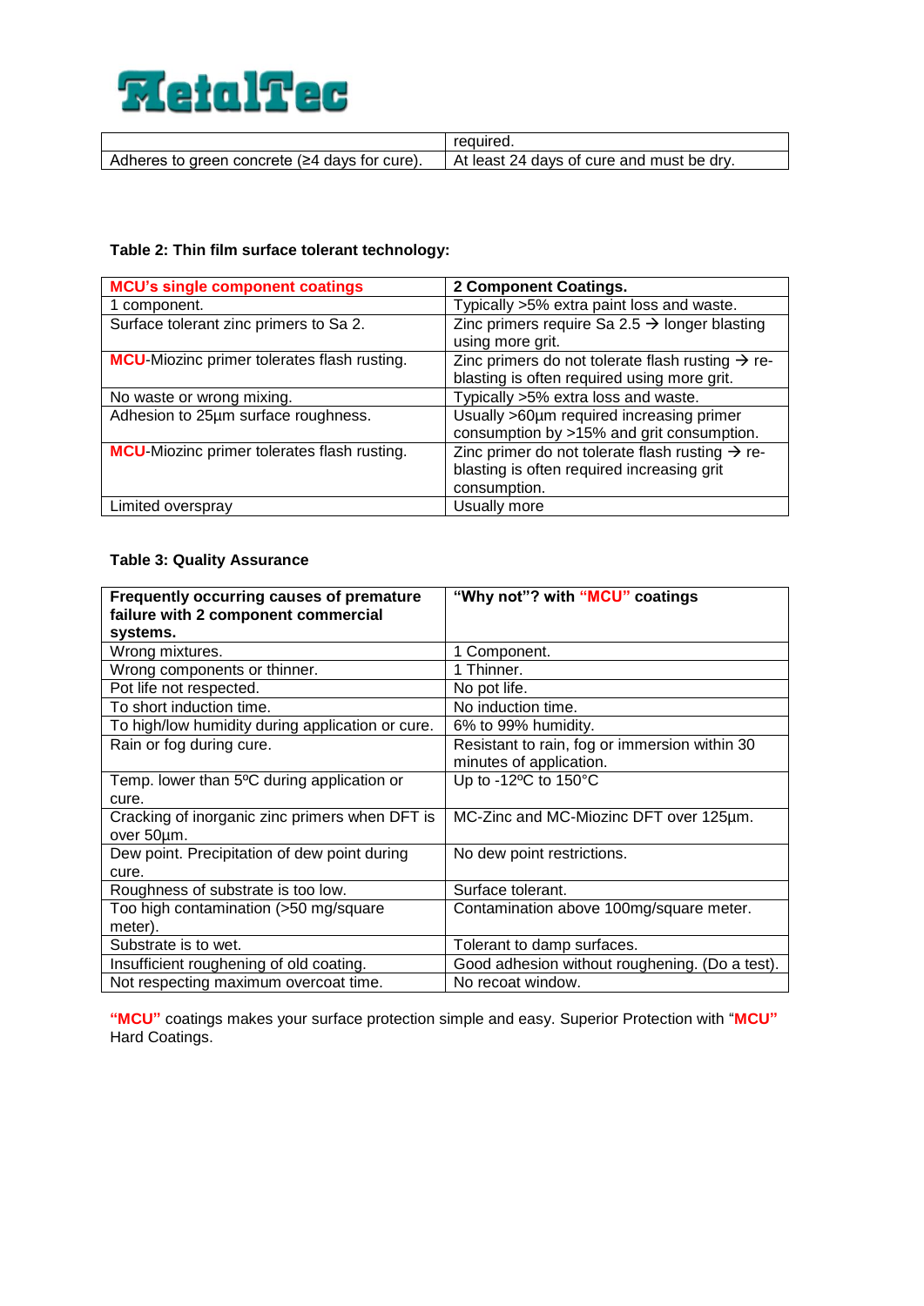| | required. |
|---|---|
| Adheres to green concrete (≥4 days for cure). | At least 24 days of cure and must be dry. |

**Table 2: Thin film surface tolerant technology:**

| **MCU's single component coatings** | **2 Component Coatings.** |
|---|---|
| 1 component. | Typically >5% extra paint loss and waste. |
| Surface tolerant zinc primers to Sa 2. | Zinc primers require Sa 2.5 → longer blasting using more grit. |
| **MCU**-Miozinc primer tolerates flash rusting. | Zinc primers do not tolerate flash rusting → re-blasting is often required using more grit. |
| No waste or wrong mixing. | Typically >5% extra loss and waste. |
| Adhesion to 25µm surface roughness. | Usually >60µm required increasing primer consumption by >15% and grit consumption. |
| **MCU**-Miozinc primer tolerates flash rusting. | Zinc primer do not tolerate flash rusting → re-blasting is often required increasing grit consumption. |
| Limited overspray | Usually more |

**Table 3: Quality Assurance**

| **Frequently occurring causes of premature failure with 2 component commercial systems.** | **"Why not"? with "MCU" coatings** |
|---|---|
| Wrong mixtures. | 1 Component. |
| Wrong components or thinner. | 1 Thinner. |
| Pot life not respected. | No pot life. |
| To short induction time. | No induction time. |
| To high/low humidity during application or cure. | 6% to 99% humidity. |
| Rain or fog during cure. | Resistant to rain, fog or immersion within 30 minutes of application. |
| Temp. lower than 5ºC during application or cure. | Up to -12ºC to 150°C |
| Cracking of inorganic zinc primers when DFT is over 50µm. | MC-Zinc and MC-Miozinc DFT over 125µm. |
| Dew point. Precipitation of dew point during cure. | No dew point restrictions. |
| Roughness of substrate is too low. | Surface tolerant. |
| Too high contamination (>50 mg/square meter). | Contamination above 100mg/square meter. |
| Substrate is to wet. | Tolerant to damp surfaces. |
| Insufficient roughening of old coating. | Good adhesion without roughening. (Do a test). |
| Not respecting maximum overcoat time. | No recoat window. |

**"MCU"** coatings makes your surface protection simple and easy. Superior Protection with **"MCU"** Hard Coatings.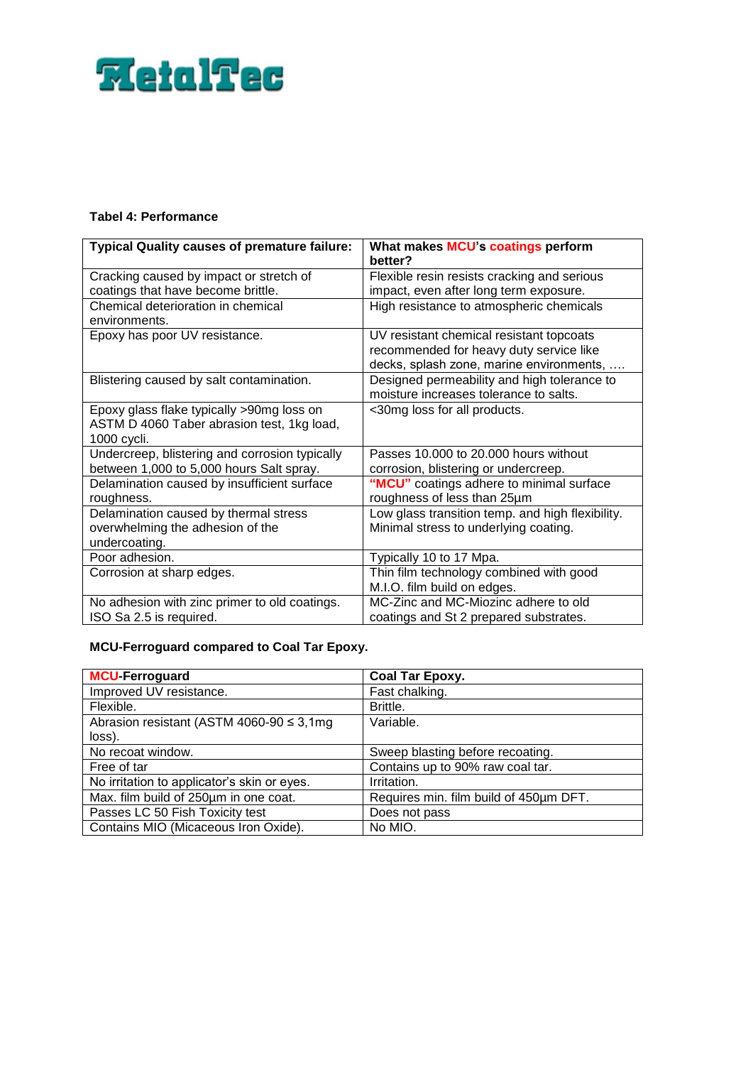# MetalTec

**Tabel 4: Performance**

| Typical Quality causes of premature failure: | What makes MCU's coatings perform better? |
|---|---|
| Cracking caused by impact or stretch of coatings that have become brittle. | Flexible resin resists cracking and serious impact, even after long term exposure. |
| Chemical deterioration in chemical environments. | High resistance to atmospheric chemicals |
| Epoxy has poor UV resistance. | UV resistant chemical resistant topcoats recommended for heavy duty service like decks, splash zone, marine environments, …. |
| Blistering caused by salt contamination. | Designed permeability and high tolerance to moisture increases tolerance to salts. |
| Epoxy glass flake typically >90mg loss on ASTM D 4060 Taber abrasion test, 1kg load, 1000 cycli. | <30mg loss for all products. |
| Undercreep, blistering and corrosion typically between 1,000 to 5,000 hours Salt spray. | Passes 10.000 to 20.000 hours without corrosion, blistering or undercreep. |
| Delamination caused by insufficient surface roughness. | "MCU" coatings adhere to minimal surface roughness of less than 25µm |
| Delamination caused by thermal stress overwhelming the adhesion of the undercoating. | Low glass transition temp. and high flexibility. Minimal stress to underlying coating. |
| Poor adhesion. | Typically 10 to 17 Mpa. |
| Corrosion at sharp edges. | Thin film technology combined with good M.I.O. film build on edges. |
| No adhesion with zinc primer to old coatings. ISO Sa 2.5 is required. | MC-Zinc and MC-Miozinc adhere to old coatings and St 2 prepared substrates. |

**MCU-Ferroguard compared to Coal Tar Epoxy.**

| MCU-Ferroguard | Coal Tar Epoxy. |
|---|---|
| Improved UV resistance. | Fast chalking. |
| Flexible. | Brittle. |
| Abrasion resistant (ASTM 4060-90 ≤ 3,1mg loss). | Variable. |
| No recoat window. | Sweep blasting before recoating. |
| Free of tar | Contains up to 90% raw coal tar. |
| No irritation to applicator's skin or eyes. | Irritation. |
| Max. film build of 250µm in one coat. | Requires min. film build of 450µm DFT. |
| Passes LC 50 Fish Toxicity test | Does not pass |
| Contains MIO (Micaceous Iron Oxide). | No MIO. |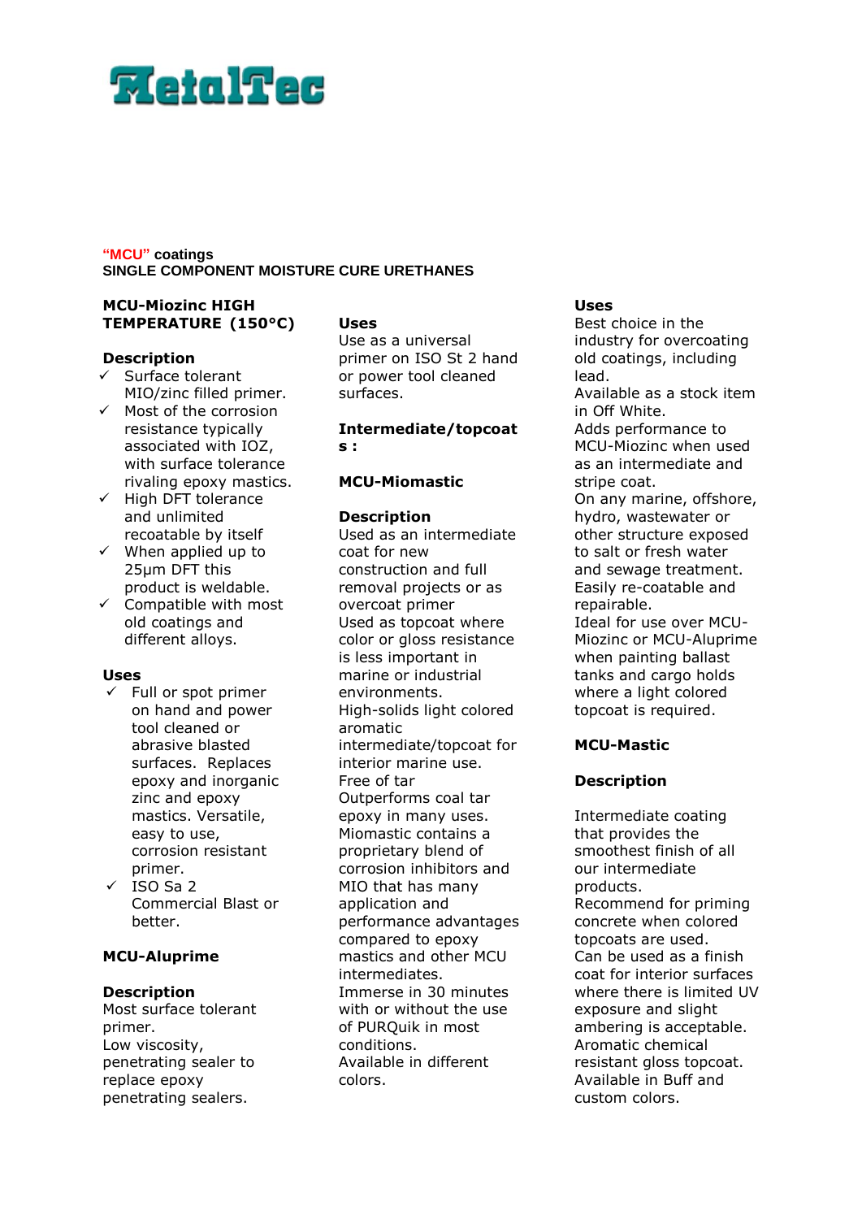# MetalTec

**"MCU" coatings**
**SINGLE COMPONENT MOISTURE CURE URETHANES**

## MCU-Miozinc HIGH TEMPERATURE (150°C)

### Description

- ✓ Surface tolerant MIO/zinc filled primer.
- ✓ Most of the corrosion resistance typically associated with IOZ, with surface tolerance rivaling epoxy mastics.
- ✓ High DFT tolerance and unlimited recoatable by itself
- ✓ When applied up to 25µm DFT this product is weldable.
- ✓ Compatible with most old coatings and different alloys.

### Uses

- ✓ Full or spot primer on hand and power tool cleaned or abrasive blasted surfaces. Replaces epoxy and inorganic zinc and epoxy mastics. Versatile, easy to use, corrosion resistant primer.
- ✓ ISO Sa 2 Commercial Blast or better.

## MCU-Aluprime

### Description

Most surface tolerant primer.
Low viscosity, penetrating sealer to replace epoxy penetrating sealers.

### Uses

Use as a universal primer on ISO St 2 hand or power tool cleaned surfaces.

## Intermediate/topcoats :

## MCU-Miomastic

### Description

Used as an intermediate coat for new construction and full removal projects or as overcoat primer
Used as topcoat where color or gloss resistance is less important in marine or industrial environments.
High-solids light colored aromatic intermediate/topcoat for interior marine use.
Free of tar
Outperforms coal tar epoxy in many uses.
Miomastic contains a proprietary blend of corrosion inhibitors and MIO that has many application and performance advantages compared to epoxy mastics and other MCU intermediates.
Immerse in 30 minutes with or without the use of PURQuik in most conditions.
Available in different colors.

### Uses

Best choice in the industry for overcoating old coatings, including lead.
Available as a stock item in Off White.
Adds performance to MCU-Miozinc when used as an intermediate and stripe coat.
On any marine, offshore, hydro, wastewater or other structure exposed to salt or fresh water and sewage treatment.
Easily re-coatable and repairable.
Ideal for use over MCU-Miozinc or MCU-Aluprime when painting ballast tanks and cargo holds where a light colored topcoat is required.

## MCU-Mastic

### Description

Intermediate coating that provides the smoothest finish of all our intermediate products.
Recommend for priming concrete when colored topcoats are used.
Can be used as a finish coat for interior surfaces where there is limited UV exposure and slight ambering is acceptable.
Aromatic chemical resistant gloss topcoat.
Available in Buff and custom colors.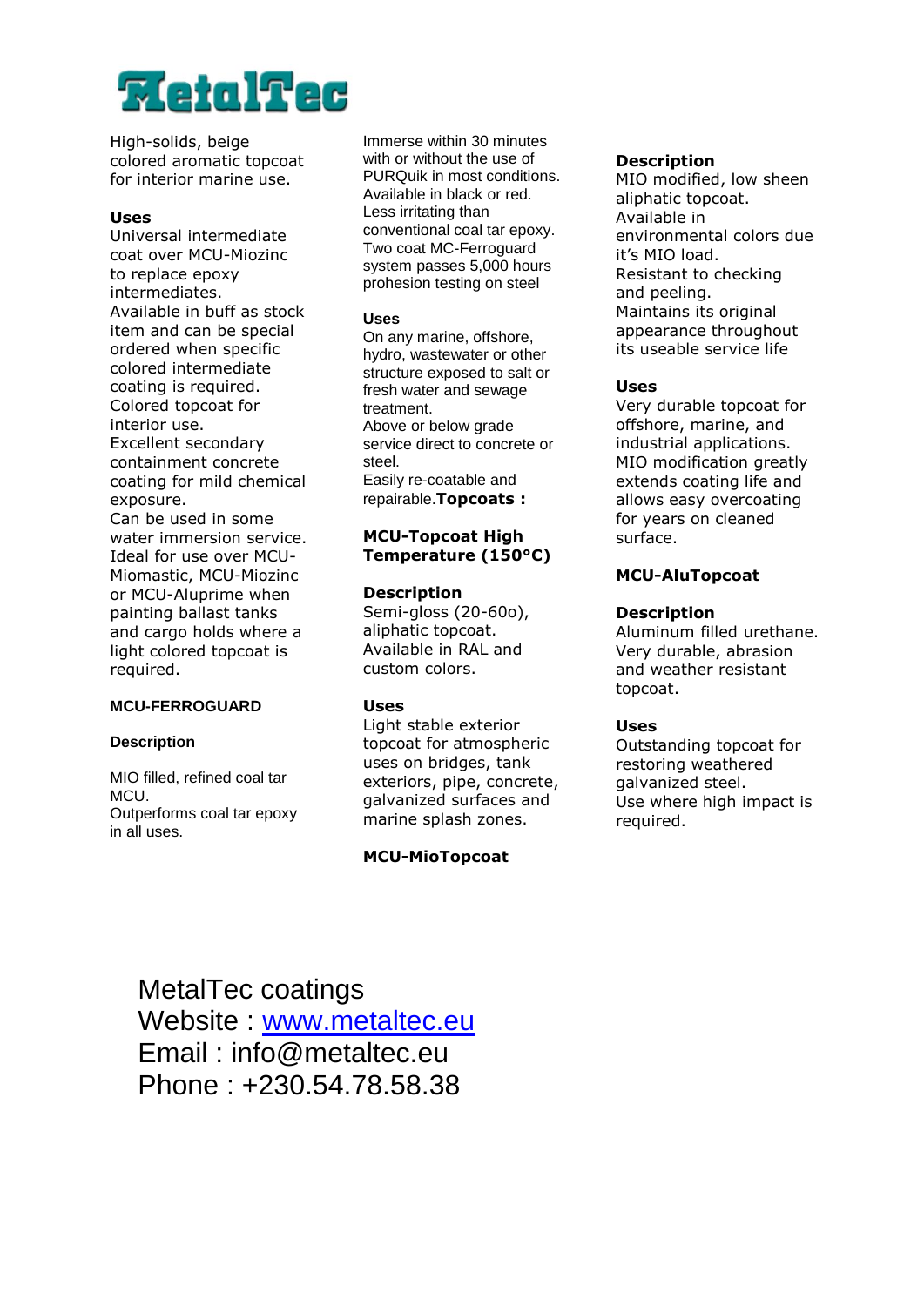# MetalTec

High-solids, beige colored aromatic topcoat for interior marine use.

**Uses**

Universal intermediate coat over MCU-Miozinc to replace epoxy intermediates.
Available in buff as stock item and can be special ordered when specific colored intermediate coating is required.
Colored topcoat for interior use.
Excellent secondary containment concrete coating for mild chemical exposure.
Can be used in some water immersion service.
Ideal for use over MCU-Miomastic, MCU-Miozinc or MCU-Aluprime when painting ballast tanks and cargo holds where a light colored topcoat is required.

**MCU-FERROGUARD**

**Description**

MIO filled, refined coal tar MCU.
Outperforms coal tar epoxy in all uses.
Immerse within 30 minutes with or without the use of PURQuik in most conditions.
Available in black or red.
Less irritating than conventional coal tar epoxy.
Two coat MC-Ferroguard system passes 5,000 hours prohesion testing on steel

**Uses**

On any marine, offshore, hydro, wastewater or other structure exposed to salt or fresh water and sewage treatment.
Above or below grade service direct to concrete or steel.
Easily re-coatable and repairable.**Topcoats :**

**MCU-Topcoat High Temperature (150°C)**

**Description**

Semi-gloss (20-60o), aliphatic topcoat.
Available in RAL and custom colors.

**Uses**

Light stable exterior topcoat for atmospheric uses on bridges, tank exteriors, pipe, concrete, galvanized surfaces and marine splash zones.

**MCU-MioTopcoat**

**Description**

MIO modified, low sheen aliphatic topcoat.
Available in environmental colors due it's MIO load.
Resistant to checking and peeling.
Maintains its original appearance throughout its useable service life

**Uses**

Very durable topcoat for offshore, marine, and industrial applications.
MIO modification greatly extends coating life and allows easy overcoating for years on cleaned surface.

**MCU-AluTopcoat**

**Description**

Aluminum filled urethane.
Very durable, abrasion and weather resistant topcoat.

**Uses**

Outstanding topcoat for restoring weathered galvanized steel.
Use where high impact is required.

MetalTec coatings
Website : [www.metaltec.eu](http://www.metaltec.eu)
Email : info@metaltec.eu
Phone : +230.54.78.58.38